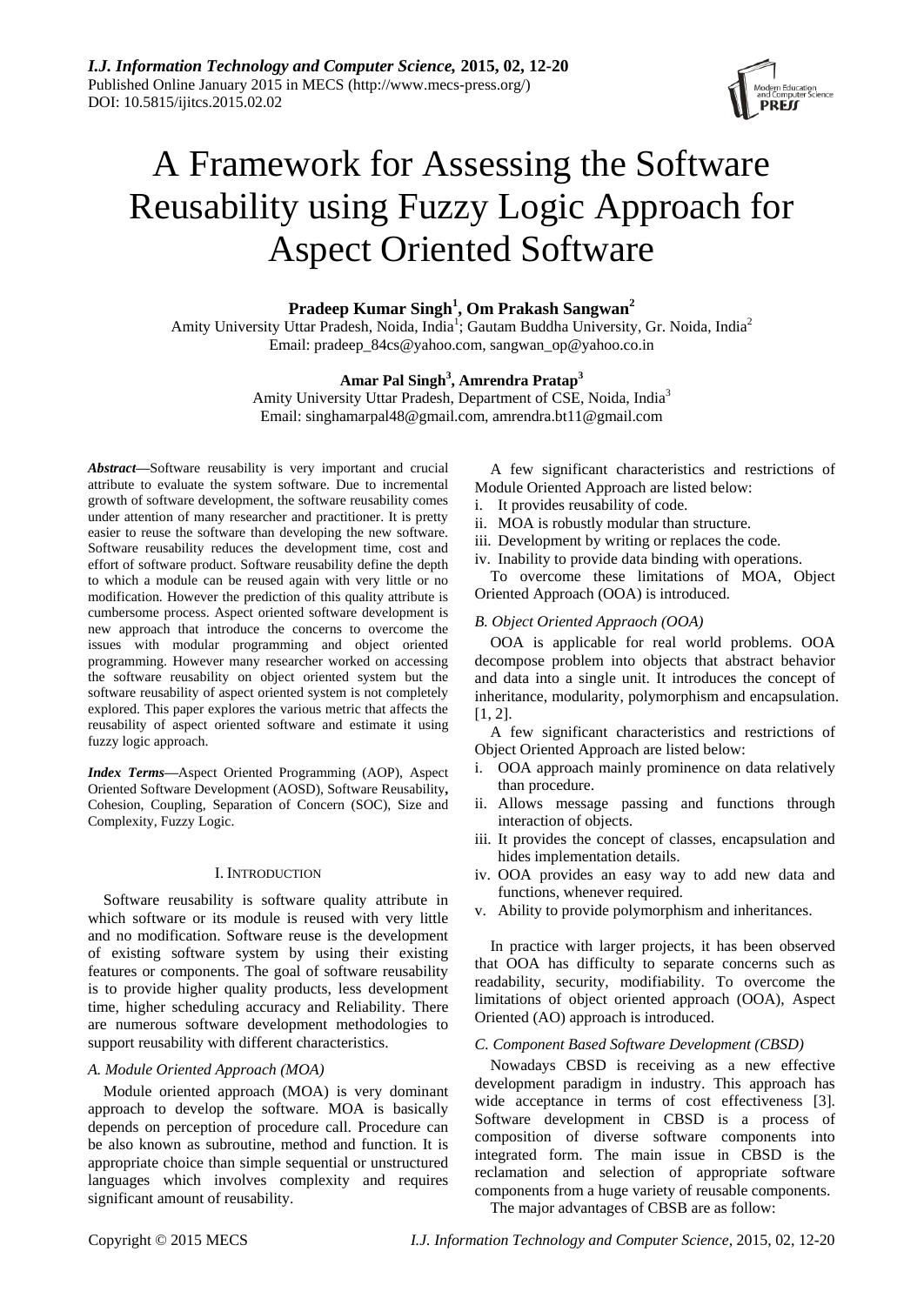# A Framework for Assessing the Software Reusability using Fuzzy Logic Approach for Aspect Oriented Software

**Pradeep Kumar Singh[1], Om Prakash Sangwan[2]**

Amity University Uttar Pradesh, Noida, India[1]; Gautam Buddha University, Gr. Noida, India[2]

Email: pradeep_84cs@yahoo.com, sangwan_op@yahoo.co.in

**Amar Pal Singh[3], Amrendra Pratap[3]**

Amity University Uttar Pradesh, Department of CSE, Noida, India[3]

Email: singhamarpal48@gmail.com, amrendra.bt11@gmail.com

***Abstract*****—**Software reusability is very important and crucial attribute to evaluate the system software. Due to incremental growth of software development, the software reusability comes under attention of many researcher and practitioner. It is pretty easier to reuse the software than developing the new software. Software reusability reduces the development time, cost and effort of software product. Software reusability define the depth to which a module can be reused again with very little or no modification. However the prediction of this quality attribute is cumbersome process. Aspect oriented software development is new approach that introduce the concerns to overcome the issues with modular programming and object oriented programming. However many researcher worked on accessing the software reusability on object oriented system but the software reusability of aspect oriented system is not completely explored. This paper explores the various metric that affects the reusability of aspect oriented software and estimate it using fuzzy logic approach.

***Index Terms*****—**Aspect Oriented Programming (AOP), Aspect Oriented Software Development (AOSD), Software Reusability**,** Cohesion, Coupling, Separation of Concern (SOC), Size and Complexity, Fuzzy Logic.

## I. Introduction

Software reusability is software quality attribute in which software or its module is reused with very little and no modification. Software reuse is the development of existing software system by using their existing features or components. The goal of software reusability is to provide higher quality products, less development time, higher scheduling accuracy and Reliability. There are numerous software development methodologies to support reusability with different characteristics.

### *A. Module Oriented Approach (MOA)*

Module oriented approach (MOA) is very dominant approach to develop the software. MOA is basically depends on perception of procedure call. Procedure can be also known as subroutine, method and function. It is appropriate choice than simple sequential or unstructured languages which involves complexity and requires significant amount of reusability.

A few significant characteristics and restrictions of Module Oriented Approach are listed below:

i. It provides reusability of code.
ii. MOA is robustly modular than structure.
iii. Development by writing or replaces the code.
iv. Inability to provide data binding with operations.

To overcome these limitations of MOA, Object Oriented Approach (OOA) is introduced.

### *B. Object Oriented Appraoch (OOA)*

OOA is applicable for real world problems. OOA decompose problem into objects that abstract behavior and data into a single unit. It introduces the concept of inheritance, modularity, polymorphism and encapsulation. [1, 2].

A few significant characteristics and restrictions of Object Oriented Approach are listed below:

i. OOA approach mainly prominence on data relatively than procedure.
ii. Allows message passing and functions through interaction of objects.
iii. It provides the concept of classes, encapsulation and hides implementation details.
iv. OOA provides an easy way to add new data and functions, whenever required.
v. Ability to provide polymorphism and inheritances.

In practice with larger projects, it has been observed that OOA has difficulty to separate concerns such as readability, security, modifiability. To overcome the limitations of object oriented approach (OOA), Aspect Oriented (AO) approach is introduced.

### *C. Component Based Software Development (CBSD)*

Nowadays CBSD is receiving as a new effective development paradigm in industry. This approach has wide acceptance in terms of cost effectiveness [3]. Software development in CBSD is a process of composition of diverse software components into integrated form. The main issue in CBSD is the reclamation and selection of appropriate software components from a huge variety of reusable components.

The major advantages of CBSB are as follow: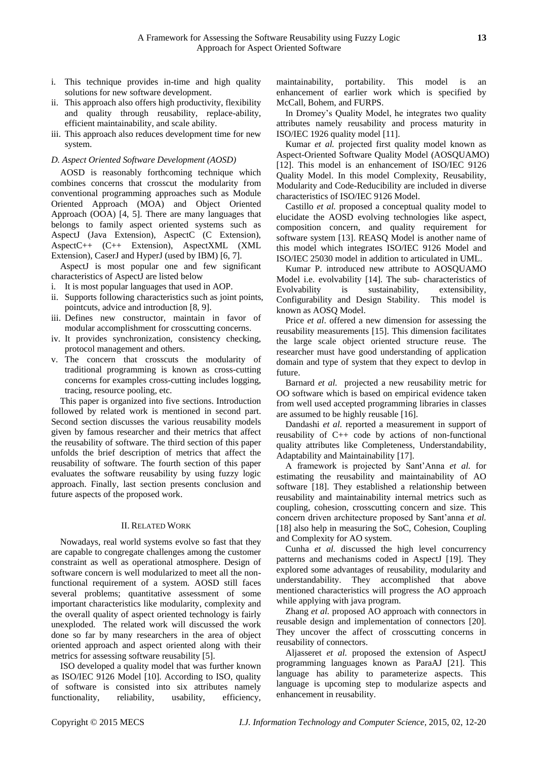i. This technique provides in-time and high quality solutions for new software development.
ii. This approach also offers high productivity, flexibility and quality through reusability, replace-ability, efficient maintainability, and scale ability.
iii. This approach also reduces development time for new system.

### *D. Aspect Oriented Software Development (AOSD)*

AOSD is reasonably forthcoming technique which combines concerns that crosscut the modularity from conventional programming approaches such as Module Oriented Approach (MOA) and Object Oriented Approach (OOA) [4, 5]. There are many languages that belongs to family aspect oriented systems such as AspectJ (Java Extension), AspectC (C Extension), AspectC++ (C++ Extension), AspectXML (XML Extension), CaserJ and HyperJ (used by IBM) [6, 7].

AspectJ is most popular one and few significant characteristics of AspectJ are listed below

i. It is most popular languages that used in AOP.
ii. Supports following characteristics such as joint points, pointcuts, advice and introduction [8, 9].
iii. Defines new constructor, maintain in favor of modular accomplishment for crosscutting concerns.
iv. It provides synchronization, consistency checking, protocol management and others.
v. The concern that crosscuts the modularity of traditional programming is known as cross-cutting concerns for examples cross-cutting includes logging, tracing, resource pooling, etc.

This paper is organized into five sections. Introduction followed by related work is mentioned in second part. Second section discusses the various reusability models given by famous researcher and their metrics that affect the reusability of software. The third section of this paper unfolds the brief description of metrics that affect the reusability of software. The fourth section of this paper evaluates the software reusability by using fuzzy logic approach. Finally, last section presents conclusion and future aspects of the proposed work.

## II. Related Work

Nowadays, real world systems evolve so fast that they are capable to congregate challenges among the customer constraint as well as operational atmosphere. Design of software concern is well modularized to meet all the non-functional requirement of a system. AOSD still faces several problems; quantitative assessment of some important characteristics like modularity, complexity and the overall quality of aspect oriented technology is fairly unexploded. The related work will discussed the work done so far by many researchers in the area of object oriented approach and aspect oriented along with their metrics for assessing software reusability [5].

ISO developed a quality model that was further known as ISO/IEC 9126 Model [10]. According to ISO, quality of software is consisted into six attributes namely functionality, reliability, usability, efficiency, maintainability, portability. This model is an enhancement of earlier work which is specified by McCall, Bohem, and FURPS.

In Dromey's Quality Model, he integrates two quality attributes namely reusability and process maturity in ISO/IEC 1926 quality model [11].

Kumar *et al.* projected first quality model known as Aspect-Oriented Software Quality Model (AOSQUAMO) [12]. This model is an enhancement of ISO/IEC 9126 Quality Model. In this model Complexity, Reusability, Modularity and Code-Reducibility are included in diverse characteristics of ISO/IEC 9126 Model.

Castillo *et al.* proposed a conceptual quality model to elucidate the AOSD evolving technologies like aspect, composition concern, and quality requirement for software system [13]. REASQ Model is another name of this model which integrates ISO/IEC 9126 Model and ISO/IEC 25030 model in addition to articulated in UML.

Kumar P. introduced new attribute to AOSQUAMO Model i.e. evolvability [14]. The sub- characteristics of Evolvability is sustainability, extensibility, Configurability and Design Stability. This model is known as AOSQ Model.

Price *et al*. offered a new dimension for assessing the reusability measurements [15]. This dimension facilitates the large scale object oriented structure reuse. The researcher must have good understanding of application domain and type of system that they expect to devlop in future.

Barnard *et al.* projected a new reusability metric for OO software which is based on empirical evidence taken from well used accepted programming libraries in classes are assumed to be highly reusable [16].

Dandashi *et al.* reported a measurement in support of reusability of C++ code by actions of non-functional quality attributes like Completeness, Understandability, Adaptability and Maintainability [17].

A framework is projected by Sant'Anna *et al.* for estimating the reusability and maintainability of AO software [18]. They established a relationship between reusability and maintainability internal metrics such as coupling, cohesion, crosscutting concern and size. This concern driven architecture proposed by Sant'anna *et al.* [18] also help in measuring the SoC, Cohesion, Coupling and Complexity for AO system.

Cunha *et al.* discussed the high level concurrency patterns and mechanisms coded in AspectJ [19]. They explored some advantages of reusability, modularity and understandability. They accomplished that above mentioned characteristics will progress the AO approach while applying with java program.

Zhang *et al.* proposed AO approach with connectors in reusable design and implementation of connectors [20]. They uncover the affect of crosscutting concerns in reusability of connectors.

Aljasseret *et al.* proposed the extension of AspectJ programming languages known as ParaAJ [21]. This language has ability to parameterize aspects. This language is upcoming step to modularize aspects and enhancement in reusability.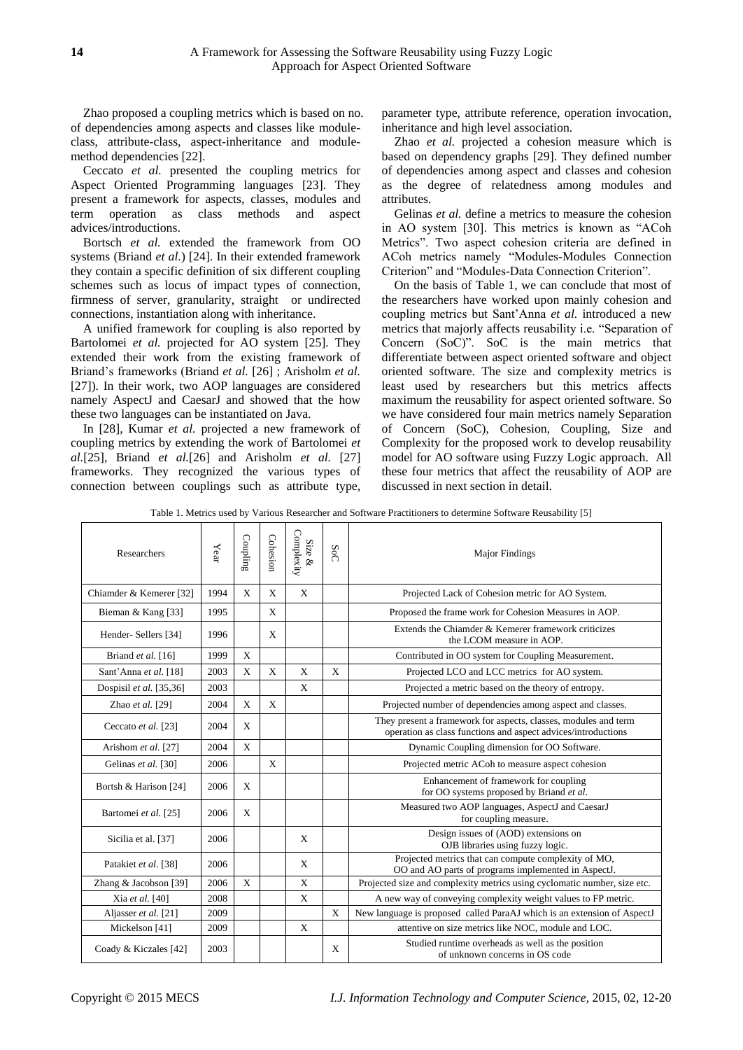Zhao proposed a coupling metrics which is based on no. of dependencies among aspects and classes like module-class, attribute-class, aspect-inheritance and module-method dependencies [22].

Ceccato *et al.* presented the coupling metrics for Aspect Oriented Programming languages [23]. They present a framework for aspects, classes, modules and term operation as class methods and aspect advices/introductions.

Bortsch *et al.* extended the framework from OO systems (Briand *et al.*) [24]. In their extended framework they contain a specific definition of six different coupling schemes such as locus of impact types of connection, firmness of server, granularity, straight or undirected connections, instantiation along with inheritance.

A unified framework for coupling is also reported by Bartolomei *et al.* projected for AO system [25]. They extended their work from the existing framework of Briand's frameworks (Briand *et al.* [26] ; Arisholm *et al.* [27]). In their work, two AOP languages are considered namely AspectJ and CaesarJ and showed that the how these two languages can be instantiated on Java.

In [28], Kumar *et al.* projected a new framework of coupling metrics by extending the work of Bartolomei *et al.*[25], Briand *et al.*[26] and Arisholm *et al.* [27] frameworks. They recognized the various types of connection between couplings such as attribute type, parameter type, attribute reference, operation invocation, inheritance and high level association.

Zhao *et al.* projected a cohesion measure which is based on dependency graphs [29]. They defined number of dependencies among aspect and classes and cohesion as the degree of relatedness among modules and attributes.

Gelinas *et al.* define a metrics to measure the cohesion in AO system [30]. This metrics is known as "ACoh Metrics". Two aspect cohesion criteria are defined in ACoh metrics namely "Modules-Modules Connection Criterion" and "Modules-Data Connection Criterion".

On the basis of Table 1, we can conclude that most of the researchers have worked upon mainly cohesion and coupling metrics but Sant'Anna *et al.* introduced a new metrics that majorly affects reusability i.e. "Separation of Concern (SoC)". SoC is the main metrics that differentiate between aspect oriented software and object oriented software. The size and complexity metrics is least used by researchers but this metrics affects maximum the reusability for aspect oriented software. So we have considered four main metrics namely Separation of Concern (SoC), Cohesion, Coupling, Size and Complexity for the proposed work to develop reusability model for AO software using Fuzzy Logic approach. All these four metrics that affect the reusability of AOP are discussed in next section in detail.

Table 1. Metrics used by Various Researcher and Software Practitioners to determine Software Reusability [5]

| Researchers | Year | Coupling | Cohesion | Size & Complexity | SoC | Major Findings |
|---|---|---|---|---|---|---|
| Chiamder & Kemerer [32] | 1994 | X | X | X | | Projected Lack of Cohesion metric for AO System. |
| Bieman & Kang [33] | 1995 | | X | | | Proposed the frame work for Cohesion Measures in AOP. |
| Hender- Sellers [34] | 1996 | | X | | | Extends the Chiamder & Kemerer framework criticizes the LCOM measure in AOP. |
| Briand *et al.* [16] | 1999 | X | | | | Contributed in OO system for Coupling Measurement. |
| Sant'Anna *et al.* [18] | 2003 | X | X | X | X | Projected LCO and LCC metrics for AO system. |
| Dospisil *et al.* [35,36] | 2003 | | | X | | Projected a metric based on the theory of entropy. |
| Zhao *et al.* [29] | 2004 | X | X | | | Projected number of dependencies among aspect and classes. |
| Ceccato *et al.* [23] | 2004 | X | | | | They present a framework for aspects, classes, modules and term operation as class functions and aspect advices/introductions |
| Arishom *et al.* [27] | 2004 | X | | | | Dynamic Coupling dimension for OO Software. |
| Gelinas *et al.* [30] | 2006 | | X | | | Projected metric ACoh to measure aspect cohesion |
| Bortsh & Harison [24] | 2006 | X | | | | Enhancement of framework for coupling for OO systems proposed by Briand *et al.* |
| Bartomei *et al.* [25] | 2006 | X | | | | Measured two AOP languages, AspectJ and CaesarJ for coupling measure. |
| Sicilia et al. [37] | 2006 | | | X | | Design issues of (AOD) extensions on OJB libraries using fuzzy logic. |
| Patakiet *et al.* [38] | 2006 | | | X | | Projected metrics that can compute complexity of MO, OO and AO parts of programs implemented in AspectJ. |
| Zhang & Jacobson [39] | 2006 | X | | X | | Projected size and complexity metrics using cyclomatic number, size etc. |
| Xia *et al.* [40] | 2008 | | | X | | A new way of conveying complexity weight values to FP metric. |
| Aljasser *et al.* [21] | 2009 | | | | X | New language is proposed called ParaAJ which is an extension of AspectJ |
| Mickelson [41] | 2009 | | | X | | attentive on size metrics like NOC, module and LOC. |
| Coady & Kiczales [42] | 2003 | | | | X | Studied runtime overheads as well as the position of unknown concerns in OS code |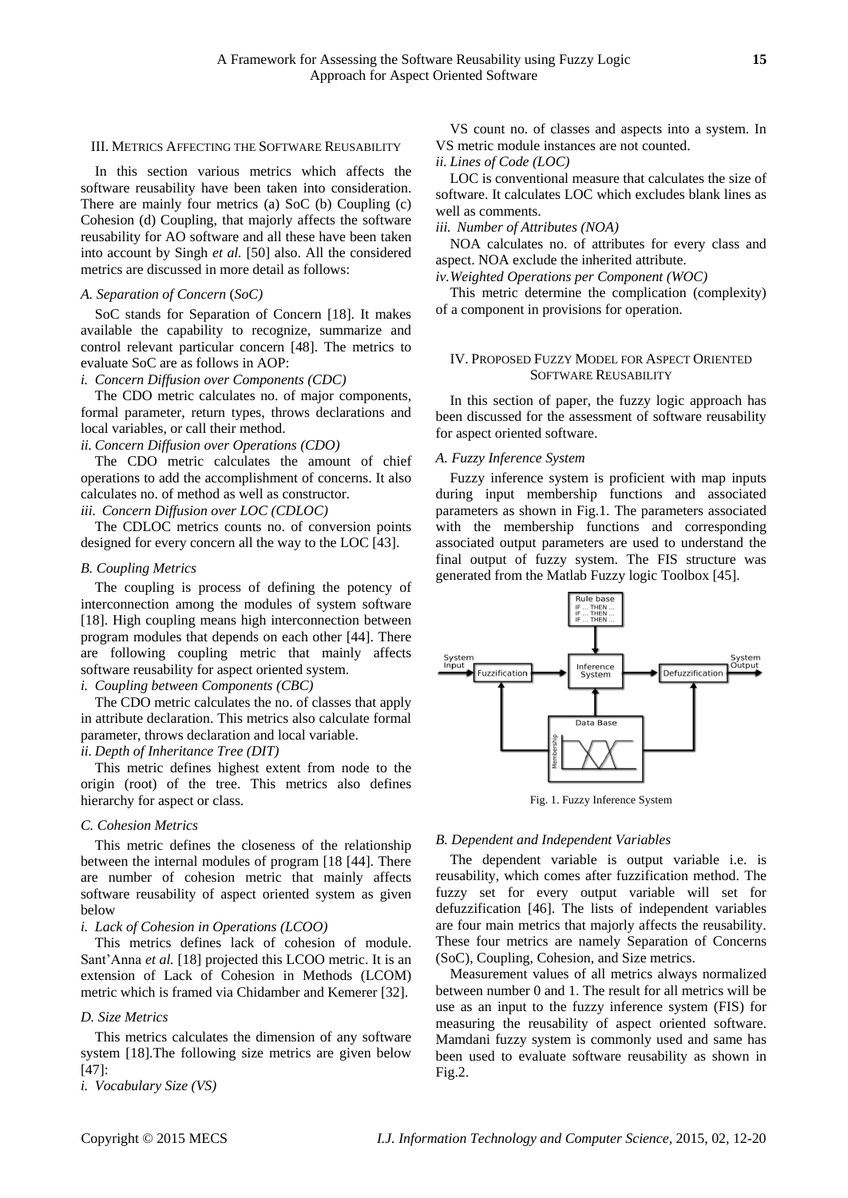## III. Metrics Affecting the Software Reusability

In this section various metrics which affects the software reusability have been taken into consideration. There are mainly four metrics (a) SoC (b) Coupling (c) Cohesion (d) Coupling, that majorly affects the software reusability for AO software and all these have been taken into account by Singh *et al.* [50] also. All the considered metrics are discussed in more detail as follows:

### *A. Separation of Concern (SoC)*

SoC stands for Separation of Concern [18]. It makes available the capability to recognize, summarize and control relevant particular concern [48]. The metrics to evaluate SoC are as follows in AOP:

*i. Concern Diffusion over Components (CDC)*

The CDO metric calculates no. of major components, formal parameter, return types, throws declarations and local variables, or call their method.

*ii. Concern Diffusion over Operations (CDO)*

The CDO metric calculates the amount of chief operations to add the accomplishment of concerns. It also calculates no. of method as well as constructor.

*iii. Concern Diffusion over LOC (CDLOC)*

The CDLOC metrics counts no. of conversion points designed for every concern all the way to the LOC [43].

### *B. Coupling Metrics*

The coupling is process of defining the potency of interconnection among the modules of system software [18]. High coupling means high interconnection between program modules that depends on each other [44]. There are following coupling metric that mainly affects software reusability for aspect oriented system.

*i. Coupling between Components (CBC)*

The CDO metric calculates the no. of classes that apply in attribute declaration. This metrics also calculate formal parameter, throws declaration and local variable.

*ii. Depth of Inheritance Tree (DIT)*

This metric defines highest extent from node to the origin (root) of the tree. This metrics also defines hierarchy for aspect or class.

### *C. Cohesion Metrics*

This metric defines the closeness of the relationship between the internal modules of program [18 [44]. There are number of cohesion metric that mainly affects software reusability of aspect oriented system as given below

*i. Lack of Cohesion in Operations (LCOO)*

This metrics defines lack of cohesion of module. Sant'Anna *et al.* [18] projected this LCOO metric. It is an extension of Lack of Cohesion in Methods (LCOM) metric which is framed via Chidamber and Kemerer [32].

### *D. Size Metrics*

This metrics calculates the dimension of any software system [18].The following size metrics are given below [47]:

*i. Vocabulary Size (VS)*

VS count no. of classes and aspects into a system. In VS metric module instances are not counted.

*ii. Lines of Code (LOC)*

LOC is conventional measure that calculates the size of software. It calculates LOC which excludes blank lines as well as comments.

*iii. Number of Attributes (NOA)*

NOA calculates no. of attributes for every class and aspect. NOA exclude the inherited attribute.

*iv. Weighted Operations per Component (WOC)*

This metric determine the complication (complexity) of a component in provisions for operation.

## IV. Proposed Fuzzy Model for Aspect Oriented Software Reusability

In this section of paper, the fuzzy logic approach has been discussed for the assessment of software reusability for aspect oriented software.

### *A. Fuzzy Inference System*

Fuzzy inference system is proficient with map inputs during input membership functions and associated parameters as shown in Fig.1. The parameters associated with the membership functions and corresponding associated output parameters are used to understand the final output of fuzzy system. The FIS structure was generated from the Matlab Fuzzy logic Toolbox [45].

Fig. 1. Fuzzy Inference System

### *B. Dependent and Independent Variables*

The dependent variable is output variable i.e. is reusability, which comes after fuzzification method. The fuzzy set for every output variable will set for defuzzification [46]. The lists of independent variables are four main metrics that majorly affects the reusability. These four metrics are namely Separation of Concerns (SoC), Coupling, Cohesion, and Size metrics.

Measurement values of all metrics always normalized between number 0 and 1. The result for all metrics will be use as an input to the fuzzy inference system (FIS) for measuring the reusability of aspect oriented software. Mamdani fuzzy system is commonly used and same has been used to evaluate software reusability as shown in Fig.2.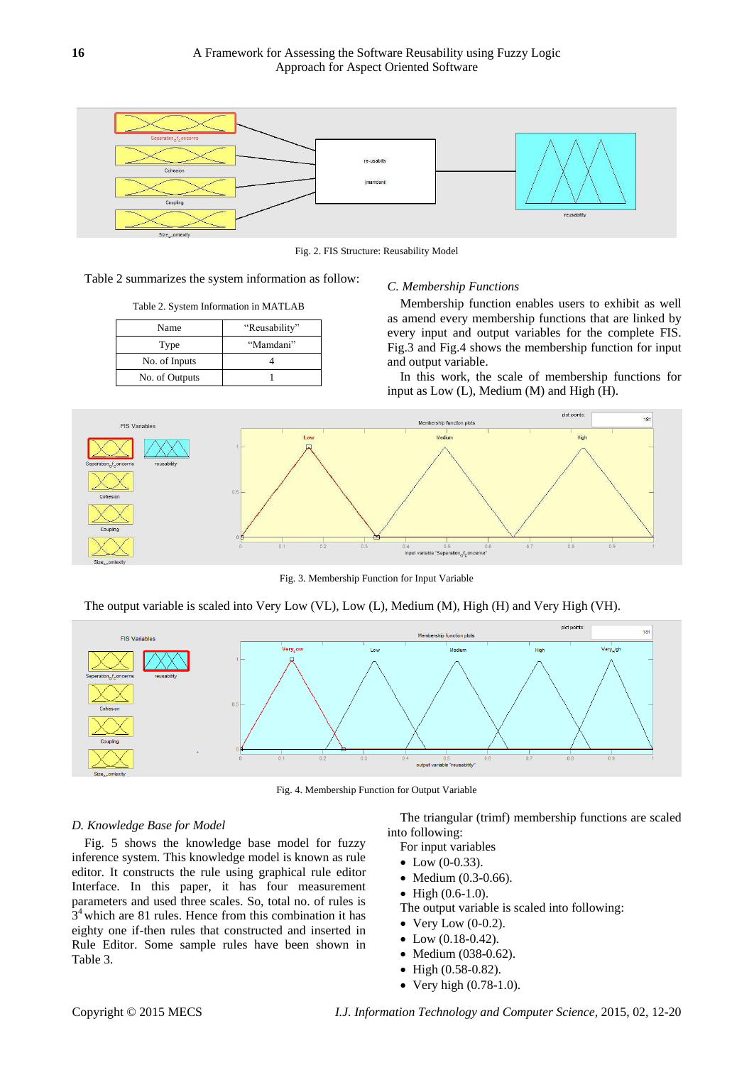Fig. 2. FIS Structure: Reusability Model

Table 2 summarizes the system information as follow:

Table 2. System Information in MATLAB

| Name | "Reusability" |
|---|---|
| Type | "Mamdani" |
| No. of Inputs | 4 |
| No. of Outputs | 1 |

### C. Membership Functions

Membership function enables users to exhibit as well as amend every membership functions that are linked by every input and output variables for the complete FIS. Fig.3 and Fig.4 shows the membership function for input and output variable.

In this work, the scale of membership functions for input as Low (L), Medium (M) and High (H).

Fig. 3. Membership Function for Input Variable

The output variable is scaled into Very Low (VL), Low (L), Medium (M), High (H) and Very High (VH).

Fig. 4. Membership Function for Output Variable

### D. Knowledge Base for Model

Fig. 5 shows the knowledge base model for fuzzy inference system. This knowledge model is known as rule editor. It constructs the rule using graphical rule editor Interface. In this paper, it has four measurement parameters and used three scales. So, total no. of rules is $3^4$ which are 81 rules. Hence from this combination it has eighty one if-then rules that constructed and inserted in Rule Editor. Some sample rules have been shown in Table 3.

The triangular (trimf) membership functions are scaled into following:

For input variables

- Low (0-0.33).
- Medium (0.3-0.66).
- High (0.6-1.0).

The output variable is scaled into following:

- Very Low (0-0.2).
- Low (0.18-0.42).
- Medium (038-0.62).
- High (0.58-0.82).
- Very high (0.78-1.0).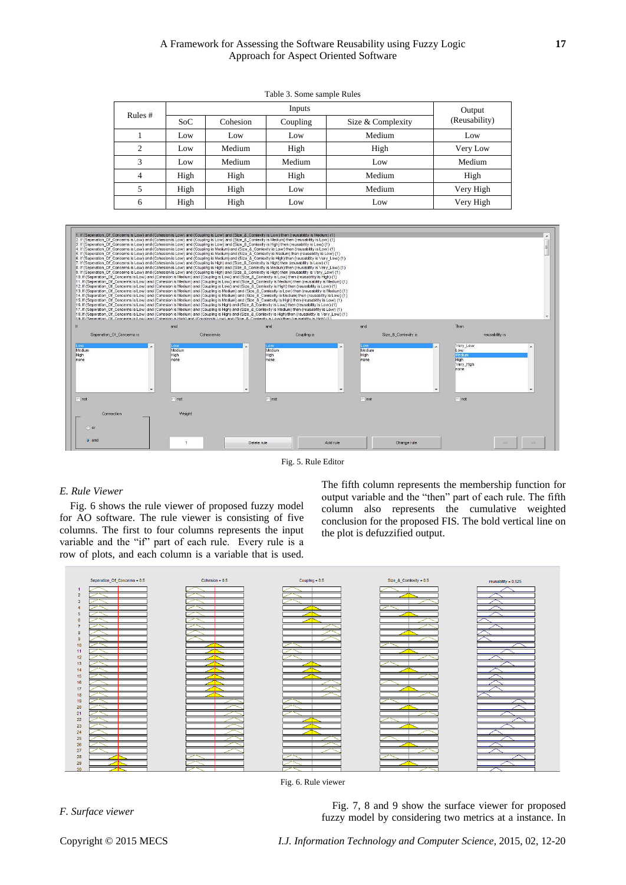Table 3. Some sample Rules

| Rules # | Inputs | | | | Output (Reusability) |
|---|---|---|---|---|---|
| | SoC | Cohesion | Coupling | Size & Complexity | |
| 1 | Low | Low | Low | Medium | Low |
| 2 | Low | Medium | High | High | Very Low |
| 3 | Low | Medium | Medium | Low | Medium |
| 4 | High | High | High | Medium | High |
| 5 | High | High | Low | Medium | Very High |
| 6 | High | High | Low | Low | Very High |

Fig. 5. Rule Editor

### E. Rule Viewer

Fig. 6 shows the rule viewer of proposed fuzzy model for AO software. The rule viewer is consisting of five columns. The first to four columns represents the input variable and the "if" part of each rule. Every rule is a row of plots, and each column is a variable that is used. The fifth column represents the membership function for output variable and the "then" part of each rule. The fifth column also represents the cumulative weighted conclusion for the proposed FIS. The bold vertical line on the plot is defuzzified output.

Fig. 6. Rule viewer

### F. Surface viewer

Fig. 7, 8 and 9 show the surface viewer for proposed fuzzy model by considering two metrics at a instance. In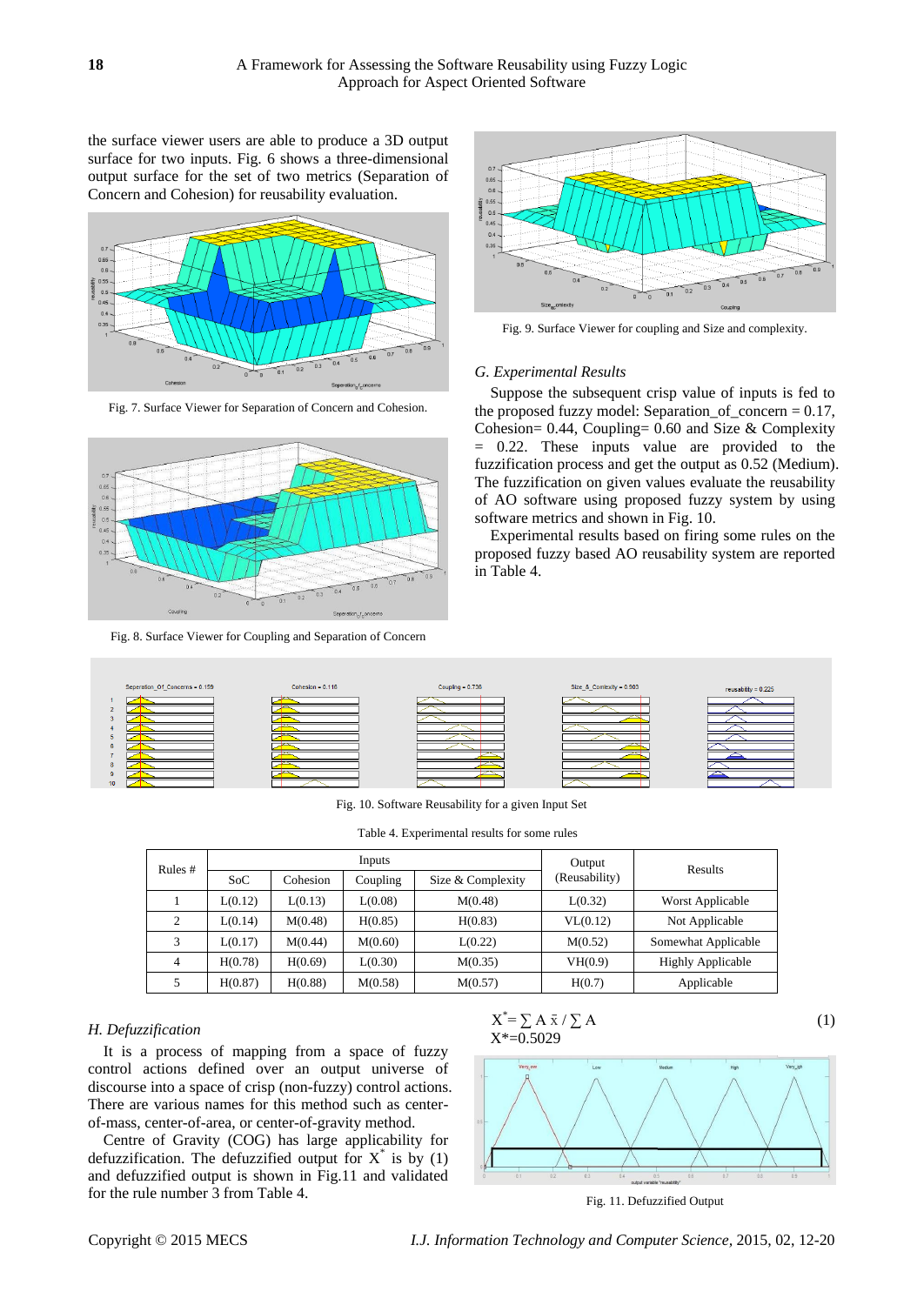the surface viewer users are able to produce a 3D output surface for two inputs. Fig. 6 shows a three-dimensional output surface for the set of two metrics (Separation of Concern and Cohesion) for reusability evaluation.

Fig. 7. Surface Viewer for Separation of Concern and Cohesion.

Fig. 8. Surface Viewer for Coupling and Separation of Concern

Fig. 9. Surface Viewer for coupling and Size and complexity.

### G. Experimental Results

Suppose the subsequent crisp value of inputs is fed to the proposed fuzzy model: Separation_of_concern = 0.17, Cohesion= 0.44, Coupling= 0.60 and Size & Complexity = 0.22. These inputs value are provided to the fuzzification process and get the output as 0.52 (Medium). The fuzzification on given values evaluate the reusability of AO software using proposed fuzzy system by using software metrics and shown in Fig. 10.

Experimental results based on firing some rules on the proposed fuzzy based AO reusability system are reported in Table 4.

Fig. 10. Software Reusability for a given Input Set

Table 4. Experimental results for some rules

| Rules # | Inputs | | | | Output (Reusability) | Results |
|---|---|---|---|---|---|---|
| | SoC | Cohesion | Coupling | Size & Complexity | | |
| 1 | L(0.12) | L(0.13) | L(0.08) | M(0.48) | L(0.32) | Worst Applicable |
| 2 | L(0.14) | M(0.48) | H(0.85) | H(0.83) | VL(0.12) | Not Applicable |
| 3 | L(0.17) | M(0.44) | M(0.60) | L(0.22) | M(0.52) | Somewhat Applicable |
| 4 | H(0.78) | H(0.69) | L(0.30) | M(0.35) | VH(0.9) | Highly Applicable |
| 5 | H(0.87) | H(0.88) | M(0.58) | M(0.57) | H(0.7) | Applicable |

### H. Defuzzification

It is a process of mapping from a space of fuzzy control actions defined over an output universe of discourse into a space of crisp (non-fuzzy) control actions. There are various names for this method such as center-of-mass, center-of-area, or center-of-gravity method.

Centre of Gravity (COG) has large applicability for defuzzification. The defuzzified output for $X^*$ is by (1) and defuzzified output is shown in Fig.11 and validated for the rule number 3 from Table 4.

$$X^* = \sum A \,\bar{x} / \sum A \tag{1}$$

$$X^* = 0.5029$$

Fig. 11. Defuzzified Output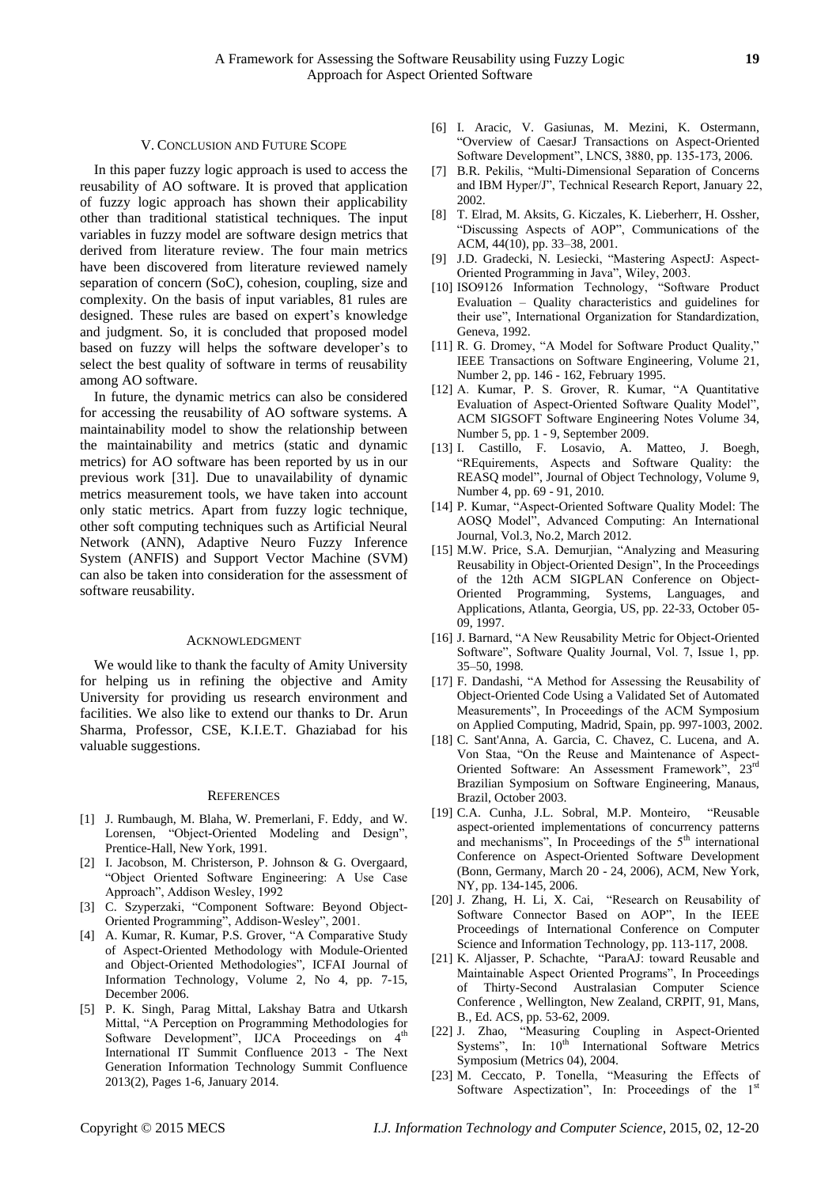## V. Conclusion and Future Scope

In this paper fuzzy logic approach is used to access the reusability of AO software. It is proved that application of fuzzy logic approach has shown their applicability other than traditional statistical techniques. The input variables in fuzzy model are software design metrics that derived from literature review. The four main metrics have been discovered from literature reviewed namely separation of concern (SoC), cohesion, coupling, size and complexity. On the basis of input variables, 81 rules are designed. These rules are based on expert's knowledge and judgment. So, it is concluded that proposed model based on fuzzy will helps the software developer's to select the best quality of software in terms of reusability among AO software.

In future, the dynamic metrics can also be considered for accessing the reusability of AO software systems. A maintainability model to show the relationship between the maintainability and metrics (static and dynamic metrics) for AO software has been reported by us in our previous work [31]. Due to unavailability of dynamic metrics measurement tools, we have taken into account only static metrics. Apart from fuzzy logic technique, other soft computing techniques such as Artificial Neural Network (ANN), Adaptive Neuro Fuzzy Inference System (ANFIS) and Support Vector Machine (SVM) can also be taken into consideration for the assessment of software reusability.

## Acknowledgment

We would like to thank the faculty of Amity University for helping us in refining the objective and Amity University for providing us research environment and facilities. We also like to extend our thanks to Dr. Arun Sharma, Professor, CSE, K.I.E.T. Ghaziabad for his valuable suggestions.

## References

[1] J. Rumbaugh, M. Blaha, W. Premerlani, F. Eddy, and W. Lorensen, "Object-Oriented Modeling and Design", Prentice-Hall, New York, 1991.

[2] I. Jacobson, M. Christerson, P. Johnson & G. Overgaard, "Object Oriented Software Engineering: A Use Case Approach", Addison Wesley, 1992

[3] C. Szyperzaki, "Component Software: Beyond Object-Oriented Programming", Addison-Wesley", 2001.

[4] A. Kumar, R. Kumar, P.S. Grover, "A Comparative Study of Aspect-Oriented Methodology with Module-Oriented and Object-Oriented Methodologies", ICFAI Journal of Information Technology, Volume 2, No 4, pp. 7-15, December 2006.

[5] P. K. Singh, Parag Mittal, Lakshay Batra and Utkarsh Mittal, "A Perception on Programming Methodologies for Software Development", IJCA Proceedings on 4th International IT Summit Confluence 2013 - The Next Generation Information Technology Summit Confluence 2013(2), Pages 1-6, January 2014.

[6] I. Aracic, V. Gasiunas, M. Mezini, K. Ostermann, "Overview of CaesarJ Transactions on Aspect-Oriented Software Development", LNCS, 3880, pp. 135-173, 2006.

[7] B.R. Pekilis, "Multi-Dimensional Separation of Concerns and IBM Hyper/J", Technical Research Report, January 22, 2002.

[8] T. Elrad, M. Aksits, G. Kiczales, K. Lieberherr, H. Ossher, "Discussing Aspects of AOP", Communications of the ACM, 44(10), pp. 33–38, 2001.

[9] J.D. Gradecki, N. Lesiecki, "Mastering AspectJ: Aspect-Oriented Programming in Java", Wiley, 2003.

[10] ISO9126 Information Technology, "Software Product Evaluation – Quality characteristics and guidelines for their use", International Organization for Standardization, Geneva, 1992.

[11] R. G. Dromey, "A Model for Software Product Quality," IEEE Transactions on Software Engineering, Volume 21, Number 2, pp. 146 - 162, February 1995.

[12] A. Kumar, P. S. Grover, R. Kumar, "A Quantitative Evaluation of Aspect-Oriented Software Quality Model", ACM SIGSOFT Software Engineering Notes Volume 34, Number 5, pp. 1 - 9, September 2009.

[13] I. Castillo, F. Losavio, A. Matteo, J. Boegh, "REquirements, Aspects and Software Quality: the REASQ model", Journal of Object Technology, Volume 9, Number 4, pp. 69 - 91, 2010.

[14] P. Kumar, "Aspect-Oriented Software Quality Model: The AOSQ Model", Advanced Computing: An International Journal, Vol.3, No.2, March 2012.

[15] M.W. Price, S.A. Demurjian, "Analyzing and Measuring Reusability in Object-Oriented Design", In the Proceedings of the 12th ACM SIGPLAN Conference on Object-Oriented Programming, Systems, Languages, and Applications, Atlanta, Georgia, US, pp. 22-33, October 05-09, 1997.

[16] J. Barnard, "A New Reusability Metric for Object-Oriented Software", Software Quality Journal, Vol. 7, Issue 1, pp. 35–50, 1998.

[17] F. Dandashi, "A Method for Assessing the Reusability of Object-Oriented Code Using a Validated Set of Automated Measurements", In Proceedings of the ACM Symposium on Applied Computing, Madrid, Spain, pp. 997-1003, 2002.

[18] C. Sant'Anna, A. Garcia, C. Chavez, C. Lucena, and A. Von Staa, "On the Reuse and Maintenance of Aspect-Oriented Software: An Assessment Framework", 23rd Brazilian Symposium on Software Engineering, Manaus, Brazil, October 2003.

[19] C.A. Cunha, J.L. Sobral, M.P. Monteiro, "Reusable aspect-oriented implementations of concurrency patterns and mechanisms", In Proceedings of the 5th international Conference on Aspect-Oriented Software Development (Bonn, Germany, March 20 - 24, 2006), ACM, New York, NY, pp. 134-145, 2006.

[20] J. Zhang, H. Li, X. Cai, "Research on Reusability of Software Connector Based on AOP", In the IEEE Proceedings of International Conference on Computer Science and Information Technology, pp. 113-117, 2008.

[21] K. Aljasser, P. Schachte, "ParaAJ: toward Reusable and Maintainable Aspect Oriented Programs", In Proceedings of Thirty-Second Australasian Computer Science Conference , Wellington, New Zealand, CRPIT, 91, Mans, B., Ed. ACS, pp. 53-62, 2009.

[22] J. Zhao, "Measuring Coupling in Aspect-Oriented Systems", In: 10th International Software Metrics Symposium (Metrics 04), 2004.

[23] M. Ceccato, P. Tonella, "Measuring the Effects of Software Aspectization", In: Proceedings of the 1st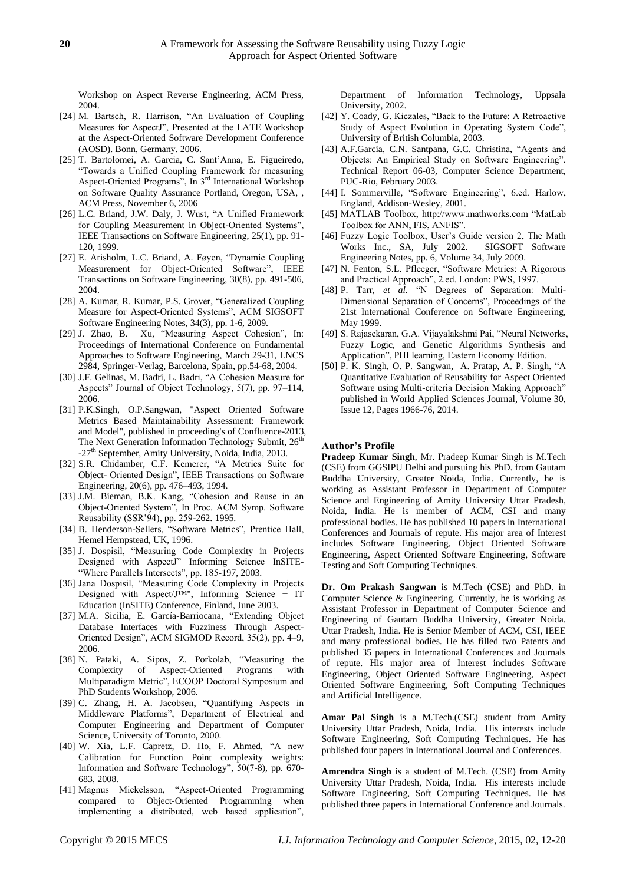Workshop on Aspect Reverse Engineering, ACM Press, 2004.

[24] M. Bartsch, R. Harrison, "An Evaluation of Coupling Measures for AspectJ", Presented at the LATE Workshop at the Aspect-Oriented Software Development Conference (AOSD). Bonn, Germany. 2006.

[25] T. Bartolomei, A. Garcia, C. Sant'Anna, E. Figueiredo, "Towards a Unified Coupling Framework for measuring Aspect-Oriented Programs", In 3rd International Workshop on Software Quality Assurance Portland, Oregon, USA, , ACM Press, November 6, 2006

[26] L.C. Briand, J.W. Daly, J. Wust, "A Unified Framework for Coupling Measurement in Object-Oriented Systems", IEEE Transactions on Software Engineering, 25(1), pp. 91-120, 1999.

[27] E. Arisholm, L.C. Briand, A. Føyen, "Dynamic Coupling Measurement for Object-Oriented Software", IEEE Transactions on Software Engineering, 30(8), pp. 491-506, 2004.

[28] A. Kumar, R. Kumar, P.S. Grover, "Generalized Coupling Measure for Aspect-Oriented Systems", ACM SIGSOFT Software Engineering Notes, 34(3), pp. 1-6, 2009.

[29] J. Zhao, B. Xu, "Measuring Aspect Cohesion", In: Proceedings of International Conference on Fundamental Approaches to Software Engineering, March 29-31, LNCS 2984, Springer-Verlag, Barcelona, Spain, pp.54-68, 2004.

[30] J.F. Gelinas, M. Badri, L. Badri, "A Cohesion Measure for Aspects" Journal of Object Technology, 5(7), pp. 97–114, 2006.

[31] P.K.Singh, O.P.Sangwan, "Aspect Oriented Software Metrics Based Maintainability Assessment: Framework and Model", published in proceeding's of Confluence-2013, The Next Generation Information Technology Submit, 26th -27th September, Amity University, Noida, India, 2013.

[32] S.R. Chidamber, C.F. Kemerer, "A Metrics Suite for Object- Oriented Design", IEEE Transactions on Software Engineering, 20(6), pp. 476–493, 1994.

[33] J.M. Bieman, B.K. Kang, "Cohesion and Reuse in an Object-Oriented System", In Proc. ACM Symp. Software Reusability (SSR'94), pp. 259-262. 1995.

[34] B. Henderson-Sellers, "Software Metrics", Prentice Hall, Hemel Hempstead, UK, 1996.

[35] J. Dospisil, "Measuring Code Complexity in Projects Designed with AspectJ" Informing Science InSITE- "Where Parallels Intersects", pp. 185-197, 2003.

[36] Jana Dospisil, "Measuring Code Complexity in Projects Designed with Aspect/J™", Informing Science + IT Education (InSITE) Conference, Finland, June 2003.

[37] M.A. Sicilia, E. García-Barriocana, "Extending Object Database Interfaces with Fuzziness Through Aspect-Oriented Design", ACM SIGMOD Record, 35(2), pp. 4–9, 2006.

[38] N. Pataki, A. Sipos, Z. Porkolab, "Measuring the Complexity of Aspect-Oriented Programs with Multiparadigm Metric", ECOOP Doctoral Symposium and PhD Students Workshop, 2006.

[39] C. Zhang, H. A. Jacobsen, "Quantifying Aspects in Middleware Platforms", Department of Electrical and Computer Engineering and Department of Computer Science, University of Toronto, 2000.

[40] W. Xia, L.F. Capretz, D. Ho, F. Ahmed, "A new Calibration for Function Point complexity weights: Information and Software Technology", 50(7-8), pp. 670-683, 2008.

[41] Magnus Mickelsson, "Aspect-Oriented Programming compared to Object-Oriented Programming when implementing a distributed, web based application", Department of Information Technology, Uppsala University, 2002.

[42] Y. Coady, G. Kiczales, "Back to the Future: A Retroactive Study of Aspect Evolution in Operating System Code", University of British Columbia, 2003.

[43] A.F.Garcia, C.N. Santpana, G.C. Christina, "Agents and Objects: An Empirical Study on Software Engineering". Technical Report 06-03, Computer Science Department, PUC-Rio, February 2003.

[44] I. Sommerville, "Software Engineering", 6.ed. Harlow, England, Addison-Wesley, 2001.

[45] MATLAB Toolbox, http://www.mathworks.com "MatLab Toolbox for ANN, FIS, ANFIS".

[46] Fuzzy Logic Toolbox, User's Guide version 2, The Math Works Inc., SA, July 2002. SIGSOFT Software Engineering Notes, pp. 6, Volume 34, July 2009.

[47] N. Fenton, S.L. Pfleeger, "Software Metrics: A Rigorous and Practical Approach", 2.ed. London: PWS, 1997.

[48] P. Tarr, *et al.* "N Degrees of Separation: Multi-Dimensional Separation of Concerns", Proceedings of the 21st International Conference on Software Engineering, May 1999.

[49] S. Rajasekaran, G.A. Vijayalakshmi Pai, "Neural Networks, Fuzzy Logic, and Genetic Algorithms Synthesis and Application", PHI learning, Eastern Economy Edition.

[50] P. K. Singh, O. P. Sangwan, A. Pratap, A. P. Singh, "A Quantitative Evaluation of Reusability for Aspect Oriented Software using Multi-criteria Decision Making Approach" published in World Applied Sciences Journal, Volume 30, Issue 12, Pages 1966-76, 2014.

## Author's Profile

**Pradeep Kumar Singh**, Mr. Pradeep Kumar Singh is M.Tech (CSE) from GGSIPU Delhi and pursuing his PhD. from Gautam Buddha University, Greater Noida, India. Currently, he is working as Assistant Professor in Department of Computer Science and Engineering of Amity University Uttar Pradesh, Noida, India. He is member of ACM, CSI and many professional bodies. He has published 10 papers in International Conferences and Journals of repute. His major area of Interest includes Software Engineering, Object Oriented Software Engineering, Aspect Oriented Software Engineering, Software Testing and Soft Computing Techniques.

**Dr. Om Prakash Sangwan** is M.Tech (CSE) and PhD. in Computer Science & Engineering. Currently, he is working as Assistant Professor in Department of Computer Science and Engineering of Gautam Buddha University, Greater Noida. Uttar Pradesh, India. He is Senior Member of ACM, CSI, IEEE and many professional bodies. He has filled two Patents and published 35 papers in International Conferences and Journals of repute. His major area of Interest includes Software Engineering, Object Oriented Software Engineering, Aspect Oriented Software Engineering, Soft Computing Techniques and Artificial Intelligence.

**Amar Pal Singh** is a M.Tech.(CSE) student from Amity University Uttar Pradesh, Noida, India. His interests include Software Engineering, Soft Computing Techniques. He has published four papers in International Journal and Conferences.

**Amrendra Singh** is a student of M.Tech. (CSE) from Amity University Uttar Pradesh, Noida, India. His interests include Software Engineering, Soft Computing Techniques. He has published three papers in International Conference and Journals.